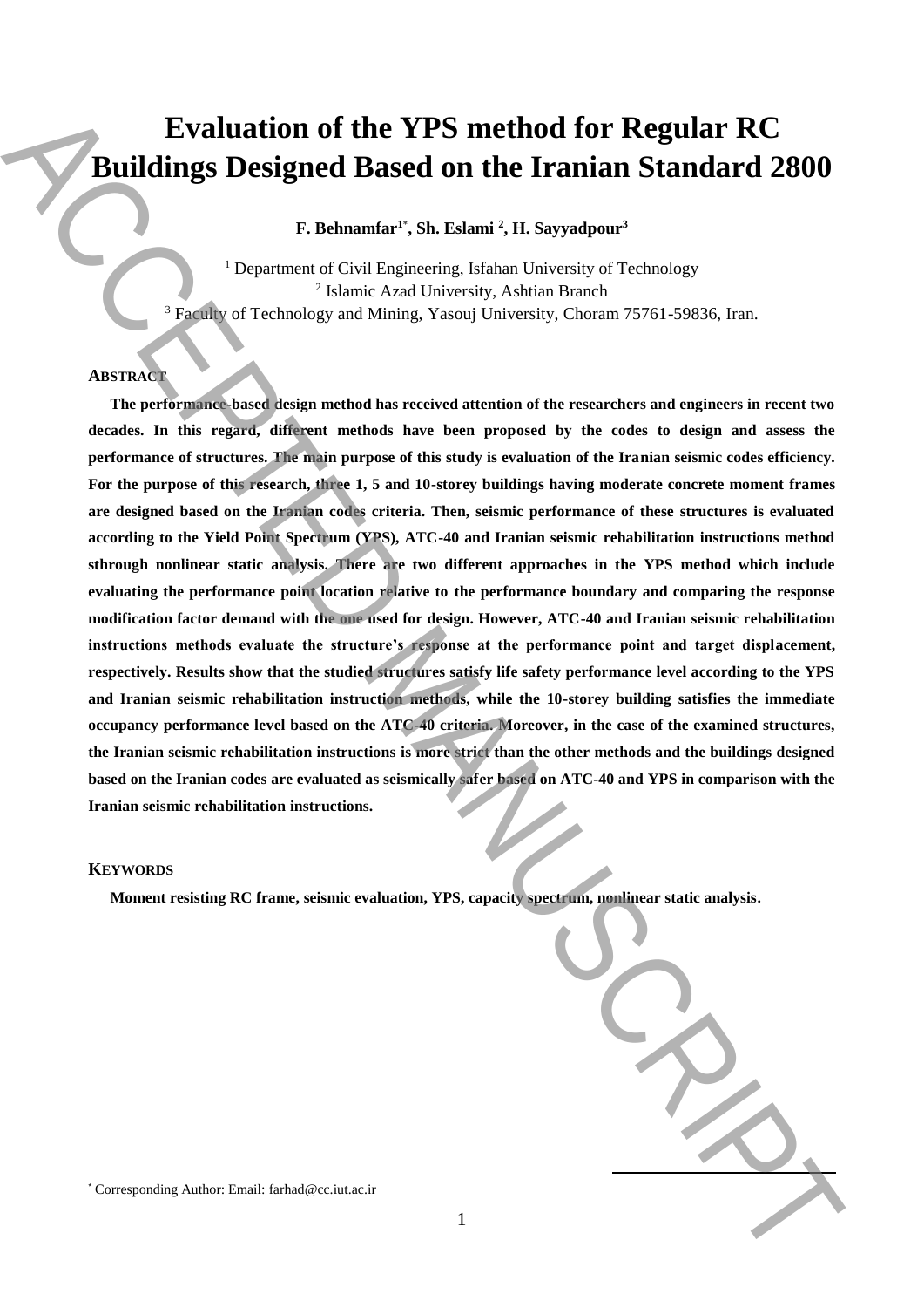# Evaluation of the YPS method for Regular RC Buildings Designed Based on the Iranian Standard 2800

**F. Behnamfar[1*], Sh. Eslami [2], H. Sayyadpour[3]**

[1] Department of Civil Engineering, Isfahan University of Technology
[2] Islamic Azad University, Ashtian Branch
[3] Faculty of Technology and Mining, Yasouj University, Choram 75761-59836, Iran.

## ABSTRACT

**The performance-based design method has received attention of the researchers and engineers in recent two decades. In this regard, different methods have been proposed by the codes to design and assess the performance of structures. The main purpose of this study is evaluation of the Iranian seismic codes efficiency. For the purpose of this research, three 1, 5 and 10-storey buildings having moderate concrete moment frames are designed based on the Iranian codes criteria. Then, seismic performance of these structures is evaluated according to the Yield Point Spectrum (YPS), ATC-40 and Iranian seismic rehabilitation instructions method sthrough nonlinear static analysis. There are two different approaches in the YPS method which include evaluating the performance point location relative to the performance boundary and comparing the response modification factor demand with the one used for design. However, ATC-40 and Iranian seismic rehabilitation instructions methods evaluate the structure's response at the performance point and target displacement, respectively. Results show that the studied structures satisfy life safety performance level according to the YPS and Iranian seismic rehabilitation instruction methods, while the 10-storey building satisfies the immediate occupancy performance level based on the ATC-40 criteria. Moreover, in the case of the examined structures, the Iranian seismic rehabilitation instructions is more strict than the other methods and the buildings designed based on the Iranian codes are evaluated as seismically safer based on ATC-40 and YPS in comparison with the Iranian seismic rehabilitation instructions.**

## KEYWORDS

**Moment resisting RC frame, seismic evaluation, YPS, capacity spectrum, nonlinear static analysis.**

[*] Corresponding Author: Email: farhad@cc.iut.ac.ir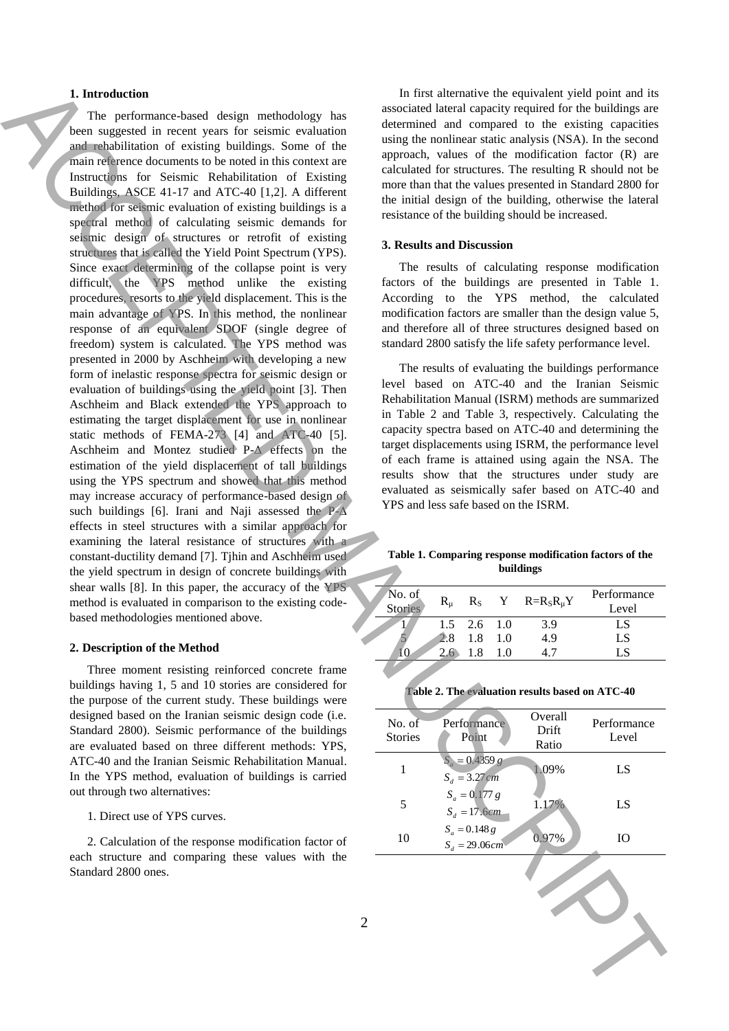## 1. Introduction

The performance-based design methodology has been suggested in recent years for seismic evaluation and rehabilitation of existing buildings. Some of the main reference documents to be noted in this context are Instructions for Seismic Rehabilitation of Existing Buildings, ASCE 41-17 and ATC-40 [1,2]. A different method for seismic evaluation of existing buildings is a spectral method of calculating seismic demands for seismic design of structures or retrofit of existing structures that is called the Yield Point Spectrum (YPS). Since exact determining of the collapse point is very difficult, the YPS method unlike the existing procedures, resorts to the yield displacement. This is the main advantage of YPS. In this method, the nonlinear response of an equivalent SDOF (single degree of freedom) system is calculated. The YPS method was presented in 2000 by Aschheim with developing a new form of inelastic response spectra for seismic design or evaluation of buildings using the yield point [3]. Then Aschheim and Black extended the YPS approach to estimating the target displacement for use in nonlinear static methods of FEMA-273 [4] and ATC-40 [5]. Aschheim and Montez studied P-Δ effects on the estimation of the yield displacement of tall buildings using the YPS spectrum and showed that this method may increase accuracy of performance-based design of such buildings [6]. Irani and Naji assessed the P-Δ effects in steel structures with a similar approach for examining the lateral resistance of structures with a constant-ductility demand [7]. Tjhin and Aschheim used the yield spectrum in design of concrete buildings with shear walls [8]. In this paper, the accuracy of the YPS method is evaluated in comparison to the existing code-based methodologies mentioned above.

## 2. Description of the Method

Three moment resisting reinforced concrete frame buildings having 1, 5 and 10 stories are considered for the purpose of the current study. These buildings were designed based on the Iranian seismic design code (i.e. Standard 2800). Seismic performance of the buildings are evaluated based on three different methods: YPS, ATC-40 and the Iranian Seismic Rehabilitation Manual. In the YPS method, evaluation of buildings is carried out through two alternatives:

1. Direct use of YPS curves.

2. Calculation of the response modification factor of each structure and comparing these values with the Standard 2800 ones.

In first alternative the equivalent yield point and its associated lateral capacity required for the buildings are determined and compared to the existing capacities using the nonlinear static analysis (NSA). In the second approach, values of the modification factor (R) are calculated for structures. The resulting R should not be more than that the values presented in Standard 2800 for the initial design of the building, otherwise the lateral resistance of the building should be increased.

## 3. Results and Discussion

The results of calculating response modification factors of the buildings are presented in Table 1. According to the YPS method, the calculated modification factors are smaller than the design value 5, and therefore all of three structures designed based on standard 2800 satisfy the life safety performance level.

The results of evaluating the buildings performance level based on ATC-40 and the Iranian Seismic Rehabilitation Manual (ISRM) methods are summarized in Table 2 and Table 3, respectively. Calculating the capacity spectra based on ATC-40 and determining the target displacements using ISRM, the performance level of each frame is attained using again the NSA. The results show that the structures under study are evaluated as seismically safer based on ATC-40 and YPS and less safe based on the ISRM.

**Table 1. Comparing response modification factors of the buildings**

| No. of Stories | $R_\mu$ | $R_S$ | Y | $R=R_S R_\mu Y$ | Performance Level |
|---|---|---|---|---|---|
| 1 | 1.5 | 2.6 | 1.0 | 3.9 | LS |
| 5 | 2.8 | 1.8 | 1.0 | 4.9 | LS |
| 10 | 2.6 | 1.8 | 1.0 | 4.7 | LS |

**Table 2. The evaluation results based on ATC-40**

| No. of Stories | Performance Point | Overall Drift Ratio | Performance Level |
|---|---|---|---|
| 1 | $S_a = 0.4359\,g$ <br> $S_d = 3.27\,cm$ | 1.09% | LS |
| 5 | $S_a = 0.177\,g$ <br> $S_d = 17.6\,cm$ | 1.17% | LS |
| 10 | $S_a = 0.148\,g$ <br> $S_d = 29.06\,cm$ | 0.97% | IO |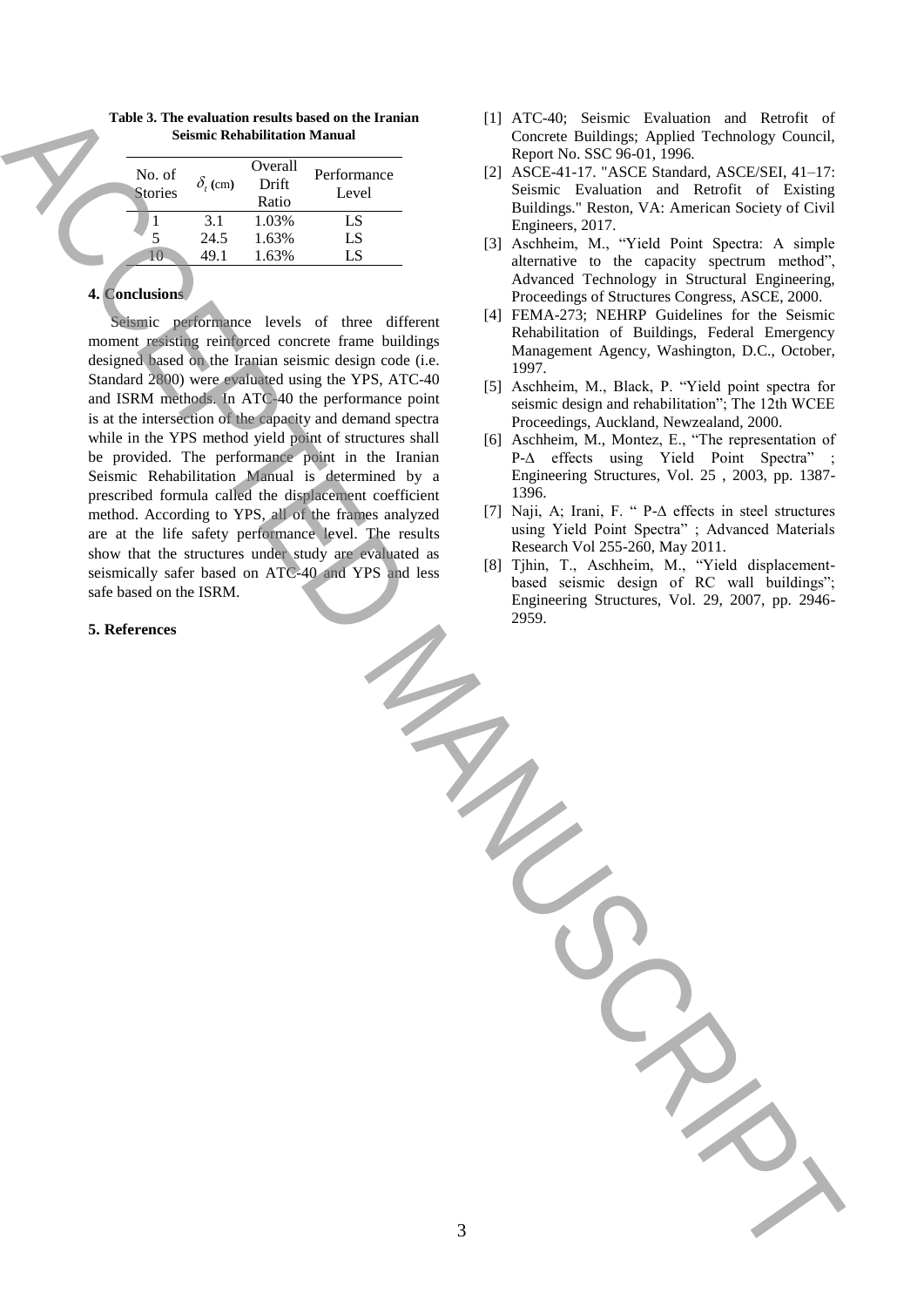**Table 3. The evaluation results based on the Iranian Seismic Rehabilitation Manual**

| No. of Stories | $\delta_t$ (cm) | Overall Drift Ratio | Performance Level |
|---|---|---|---|
| 1 | 3.1 | 1.03% | LS |
| 5 | 24.5 | 1.63% | LS |
| 10 | 49.1 | 1.63% | LS |

## 4. Conclusions

Seismic performance levels of three different moment resisting reinforced concrete frame buildings designed based on the Iranian seismic design code (i.e. Standard 2800) were evaluated using the YPS, ATC-40 and ISRM methods. In ATC-40 the performance point is at the intersection of the capacity and demand spectra while in the YPS method yield point of structures shall be provided. The performance point in the Iranian Seismic Rehabilitation Manual is determined by a prescribed formula called the displacement coefficient method. According to YPS, all of the frames analyzed are at the life safety performance level. The results show that the structures under study are evaluated as seismically safer based on ATC-40 and YPS and less safe based on the ISRM.

## 5. References

[1] ATC-40; Seismic Evaluation and Retrofit of Concrete Buildings; Applied Technology Council, Report No. SSC 96-01, 1996.

[2] ASCE-41-17. "ASCE Standard, ASCE/SEI, 41–17: Seismic Evaluation and Retrofit of Existing Buildings." Reston, VA: American Society of Civil Engineers, 2017.

[3] Aschheim, M., "Yield Point Spectra: A simple alternative to the capacity spectrum method", Advanced Technology in Structural Engineering, Proceedings of Structures Congress, ASCE, 2000.

[4] FEMA-273; NEHRP Guidelines for the Seismic Rehabilitation of Buildings, Federal Emergency Management Agency, Washington, D.C., October, 1997.

[5] Aschheim, M., Black, P. "Yield point spectra for seismic design and rehabilitation"; The 12th WCEE Proceedings, Auckland, Newzealand, 2000.

[6] Aschheim, M., Montez, E., "The representation of P-Δ effects using Yield Point Spectra" ; Engineering Structures, Vol. 25 , 2003, pp. 1387-1396.

[7] Naji, A; Irani, F. " P-Δ effects in steel structures using Yield Point Spectra" ; Advanced Materials Research Vol 255-260, May 2011.

[8] Tjhin, T., Aschheim, M., "Yield displacement-based seismic design of RC wall buildings"; Engineering Structures, Vol. 29, 2007, pp. 2946-2959.